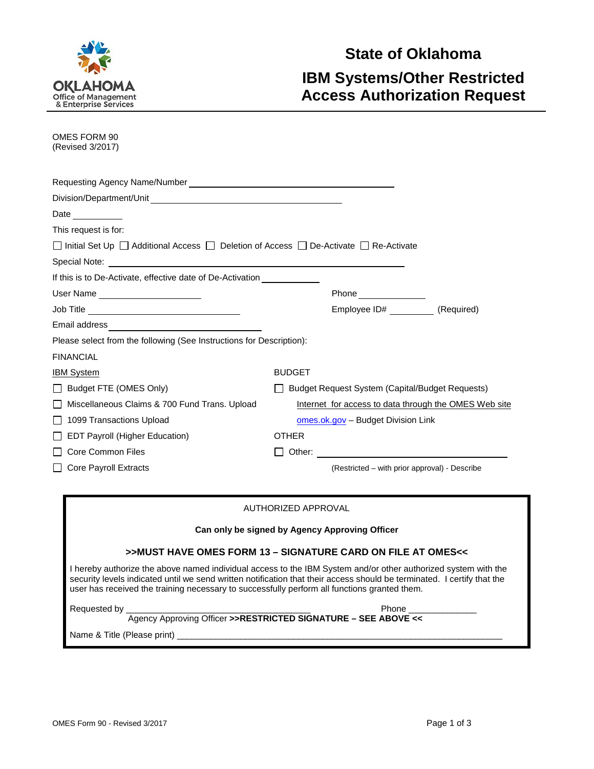OKLAHOMA
Office of Management
& Enterprise Services

# State of Oklahoma

# IBM Systems/Other Restricted Access Authorization Request

OMES FORM 90
(Revised 3/2017)

Requesting Agency Name/Number ________________________________________

Division/Department/Unit ______________________________________

Date __________

This request is for:

☐ Initial Set Up ☐ Additional Access ☐ Deletion of Access ☐ De-Activate ☐ Re-Activate

Special Note: ____________________________________________________________

If this is to De-Activate, effective date of De-Activation ___________

User Name ____________________ Phone _____________

Job Title ______________________________ Employee ID# _________ (Required)

Email address ______________________________

Please select from the following (See Instructions for Description):

FINANCIAL

IBM System

☐ Budget FTE (OMES Only)

☐ Miscellaneous Claims & 700 Fund Trans. Upload

☐ 1099 Transactions Upload

☐ EDT Payroll (Higher Education)

☐ Core Common Files

☐ Core Payroll Extracts

BUDGET

☐ Budget Request System (Capital/Budget Requests)

Internet for access to data through the OMES Web site omes.ok.gov – Budget Division Link

OTHER

☐ Other: ______________________________________

(Restricted – with prior approval) - Describe

---

AUTHORIZED APPROVAL

**Can only be signed by Agency Approving Officer**

**>>MUST HAVE OMES FORM 13 – SIGNATURE CARD ON FILE AT OMES<<**

I hereby authorize the above named individual access to the IBM System and/or other authorized system with the security levels indicated until we send written notification that their access should be terminated. I certify that the user has received the training necessary to successfully perform all functions granted them.

Requested by ________________________________________ Phone ______________

Agency Approving Officer **>>RESTRICTED SIGNATURE – SEE ABOVE <<**

Name & Title (Please print) ______________________________________________________________________

---

OMES Form 90 - Revised 3/2017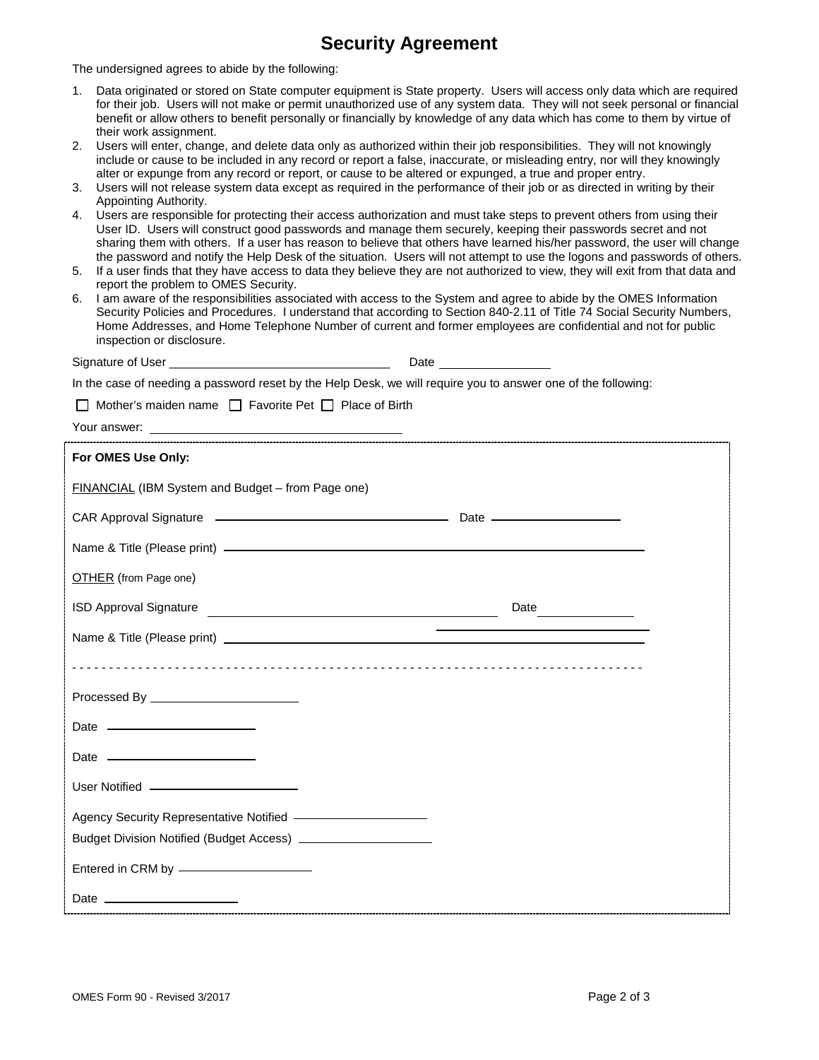# Security Agreement

The undersigned agrees to abide by the following:

1. Data originated or stored on State computer equipment is State property. Users will access only data which are required for their job. Users will not make or permit unauthorized use of any system data. They will not seek personal or financial benefit or allow others to benefit personally or financially by knowledge of any data which has come to them by virtue of their work assignment.
2. Users will enter, change, and delete data only as authorized within their job responsibilities. They will not knowingly include or cause to be included in any record or report a false, inaccurate, or misleading entry, nor will they knowingly alter or expunge from any record or report, or cause to be altered or expunged, a true and proper entry.
3. Users will not release system data except as required in the performance of their job or as directed in writing by their Appointing Authority.
4. Users are responsible for protecting their access authorization and must take steps to prevent others from using their User ID. Users will construct good passwords and manage them securely, keeping their passwords secret and not sharing them with others. If a user has reason to believe that others have learned his/her password, the user will change the password and notify the Help Desk of the situation. Users will not attempt to use the logons and passwords of others.
5. If a user finds that they have access to data they believe they are not authorized to view, they will exit from that data and report the problem to OMES Security.
6. I am aware of the responsibilities associated with access to the System and agree to abide by the OMES Information Security Policies and Procedures. I understand that according to Section 840-2.11 of Title 74 Social Security Numbers, Home Addresses, and Home Telephone Number of current and former employees are confidential and not for public inspection or disclosure.

Signature of User ________________________________ Date ________________

In the case of needing a password reset by the Help Desk, we will require you to answer one of the following:

☐ Mother's maiden name ☐ Favorite Pet ☐ Place of Birth

Your answer: ____________________________________

**For OMES Use Only:**

FINANCIAL (IBM System and Budget – from Page one)

CAR Approval Signature ________________________________ Date ____________________

Name & Title (Please print) ____________________________________________________________

OTHER (from Page one)

ISD Approval Signature ________________________________________ Date ______________

Name & Title (Please print) ____________________________________________________________

- - - - - - - - - - - - - - - - - - - - - - - - - - - - - - - - - - - - - - - - - - - - - - - - - - - - - - - - - - - - - - - - - - - - - -

Processed By ______________________

Date ______________________

Date ______________________

User Notified ______________________

Agency Security Representative Notified ____________________

Budget Division Notified (Budget Access) ____________________

Entered in CRM by ____________________

Date ____________________

OMES Form 90 - Revised 3/2017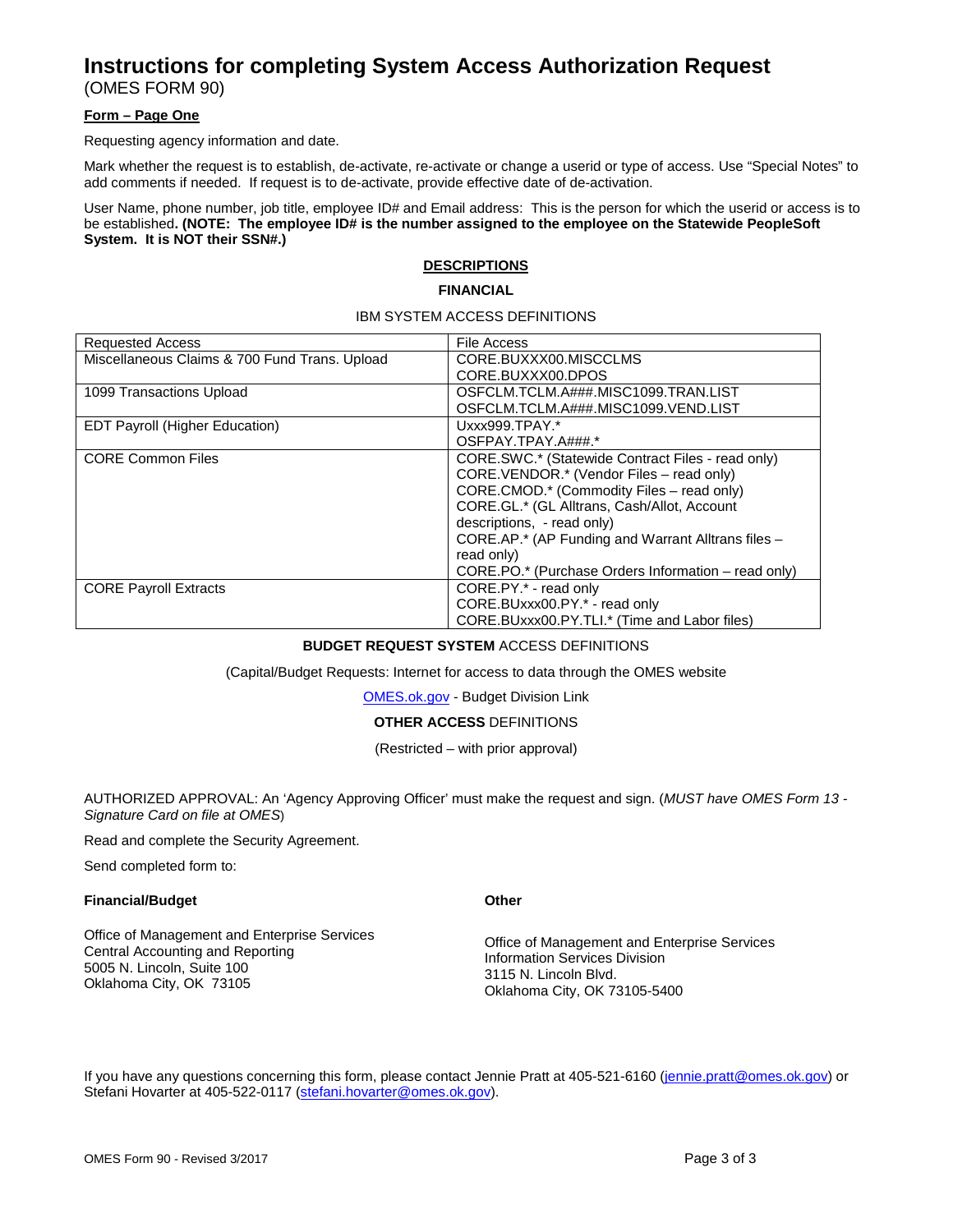# Instructions for completing System Access Authorization Request

(OMES FORM 90)

**Form – Page One**

Requesting agency information and date.

Mark whether the request is to establish, de-activate, re-activate or change a userid or type of access. Use "Special Notes" to add comments if needed. If request is to de-activate, provide effective date of de-activation.

User Name, phone number, job title, employee ID# and Email address: This is the person for which the userid or access is to be established**. (NOTE: The employee ID# is the number assigned to the employee on the Statewide PeopleSoft System. It is NOT their SSN#.)**

## DESCRIPTIONS

### FINANCIAL

IBM SYSTEM ACCESS DEFINITIONS

| Requested Access | File Access |
|---|---|
| Miscellaneous Claims & 700 Fund Trans. Upload | CORE.BUXXX00.MISCCLMS<br>CORE.BUXXX00.DPOS |
| 1099 Transactions Upload | OSFCLM.TCLM.A###.MISC1099.TRAN.LIST<br>OSFCLM.TCLM.A###.MISC1099.VEND.LIST |
| EDT Payroll (Higher Education) | Uxxx999.TPAY.*<br>OSFPAY.TPAY.A###.* |
| CORE Common Files | CORE.SWC.* (Statewide Contract Files - read only)<br>CORE.VENDOR.* (Vendor Files – read only)<br>CORE.CMOD.* (Commodity Files – read only)<br>CORE.GL.* (GL Alltrans, Cash/Allot, Account descriptions, - read only)<br>CORE.AP.* (AP Funding and Warrant Alltrans files – read only)<br>CORE.PO.* (Purchase Orders Information – read only) |
| CORE Payroll Extracts | CORE.PY.* - read only<br>CORE.BUxxx00.PY.* - read only<br>CORE.BUxxx00.PY.TLI.* (Time and Labor files) |

**BUDGET REQUEST SYSTEM** ACCESS DEFINITIONS

(Capital/Budget Requests: Internet for access to data through the OMES website

OMES.ok.gov - Budget Division Link

**OTHER ACCESS** DEFINITIONS

(Restricted – with prior approval)

AUTHORIZED APPROVAL: An 'Agency Approving Officer' must make the request and sign. (*MUST have OMES Form 13 - Signature Card on file at OMES*)

Read and complete the Security Agreement.

Send completed form to:

**Financial/Budget**

Office of Management and Enterprise Services
Central Accounting and Reporting
5005 N. Lincoln, Suite 100
Oklahoma City, OK 73105

**Other**

Office of Management and Enterprise Services
Information Services Division
3115 N. Lincoln Blvd.
Oklahoma City, OK 73105-5400

If you have any questions concerning this form, please contact Jennie Pratt at 405-521-6160 (jennie.pratt@omes.ok.gov) or Stefani Hovarter at 405-522-0117 (stefani.hovarter@omes.ok.gov).

OMES Form 90 - Revised 3/2017